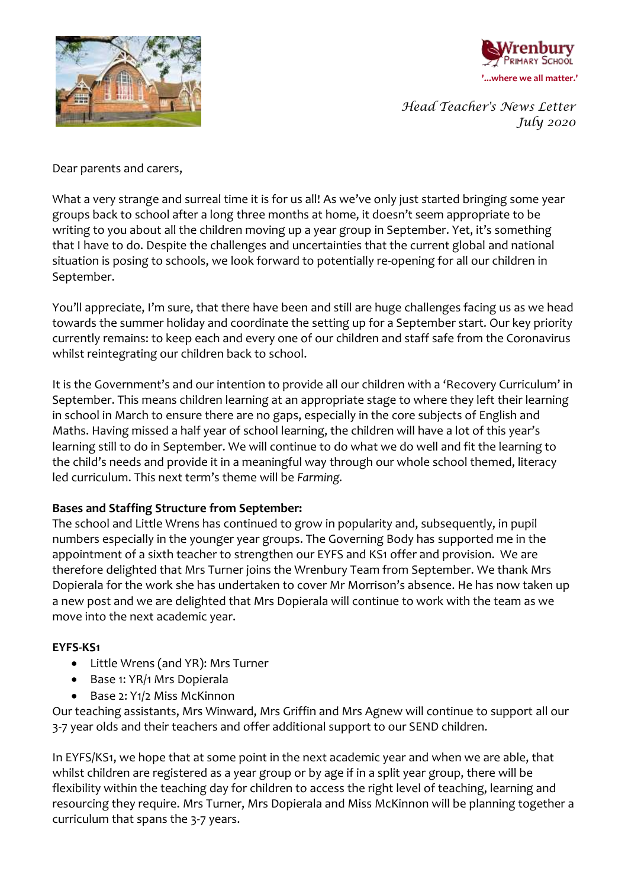Wrenbury Primary School

'...where we all matter.'

*Head Teacher's News Letter*
*July 2020*

Dear parents and carers,

What a very strange and surreal time it is for us all! As we've only just started bringing some year groups back to school after a long three months at home, it doesn't seem appropriate to be writing to you about all the children moving up a year group in September. Yet, it's something that I have to do. Despite the challenges and uncertainties that the current global and national situation is posing to schools, we look forward to potentially re-opening for all our children in September.

You'll appreciate, I'm sure, that there have been and still are huge challenges facing us as we head towards the summer holiday and coordinate the setting up for a September start. Our key priority currently remains: to keep each and every one of our children and staff safe from the Coronavirus whilst reintegrating our children back to school.

It is the Government's and our intention to provide all our children with a 'Recovery Curriculum' in September. This means children learning at an appropriate stage to where they left their learning in school in March to ensure there are no gaps, especially in the core subjects of English and Maths. Having missed a half year of school learning, the children will have a lot of this year's learning still to do in September. We will continue to do what we do well and fit the learning to the child's needs and provide it in a meaningful way through our whole school themed, literacy led curriculum. This next term's theme will be *Farming.*

**Bases and Staffing Structure from September:**

The school and Little Wrens has continued to grow in popularity and, subsequently, in pupil numbers especially in the younger year groups. The Governing Body has supported me in the appointment of a sixth teacher to strengthen our EYFS and KS1 offer and provision. We are therefore delighted that Mrs Turner joins the Wrenbury Team from September. We thank Mrs Dopierala for the work she has undertaken to cover Mr Morrison's absence. He has now taken up a new post and we are delighted that Mrs Dopierala will continue to work with the team as we move into the next academic year.

**EYFS-KS1**

- Little Wrens (and YR): Mrs Turner
- Base 1: YR/1 Mrs Dopierala
- Base 2: Y1/2 Miss McKinnon

Our teaching assistants, Mrs Winward, Mrs Griffin and Mrs Agnew will continue to support all our 3-7 year olds and their teachers and offer additional support to our SEND children.

In EYFS/KS1, we hope that at some point in the next academic year and when we are able, that whilst children are registered as a year group or by age if in a split year group, there will be flexibility within the teaching day for children to access the right level of teaching, learning and resourcing they require. Mrs Turner, Mrs Dopierala and Miss McKinnon will be planning together a curriculum that spans the 3-7 years.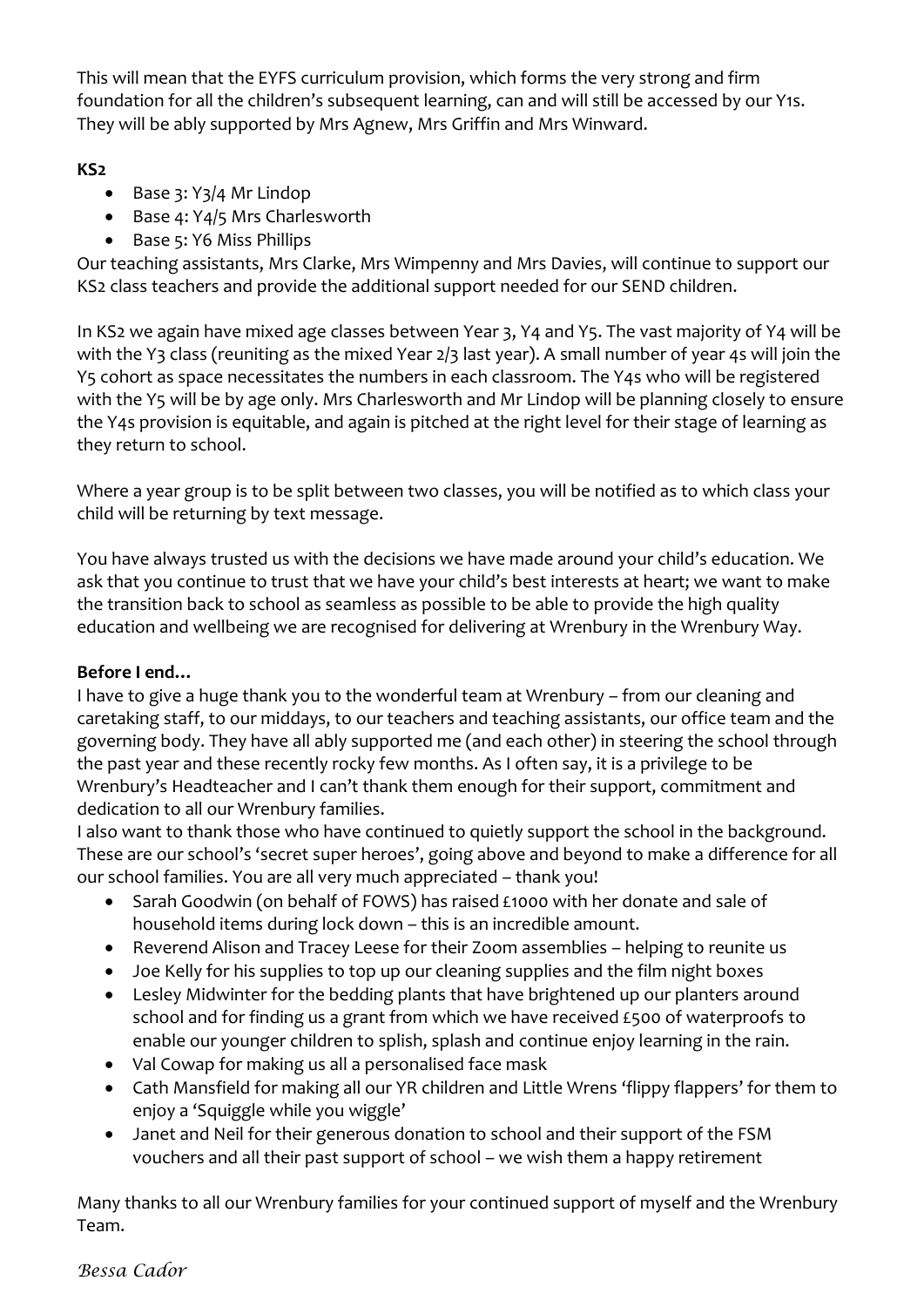This will mean that the EYFS curriculum provision, which forms the very strong and firm foundation for all the children's subsequent learning, can and will still be accessed by our Y1s. They will be ably supported by Mrs Agnew, Mrs Griffin and Mrs Winward.

**KS2**

- Base 3: Y3/4 Mr Lindop
- Base 4: Y4/5 Mrs Charlesworth
- Base 5: Y6 Miss Phillips

Our teaching assistants, Mrs Clarke, Mrs Wimpenny and Mrs Davies, will continue to support our KS2 class teachers and provide the additional support needed for our SEND children.

In KS2 we again have mixed age classes between Year 3, Y4 and Y5. The vast majority of Y4 will be with the Y3 class (reuniting as the mixed Year 2/3 last year). A small number of year 4s will join the Y5 cohort as space necessitates the numbers in each classroom. The Y4s who will be registered with the Y5 will be by age only. Mrs Charlesworth and Mr Lindop will be planning closely to ensure the Y4s provision is equitable, and again is pitched at the right level for their stage of learning as they return to school.

Where a year group is to be split between two classes, you will be notified as to which class your child will be returning by text message.

You have always trusted us with the decisions we have made around your child's education. We ask that you continue to trust that we have your child's best interests at heart; we want to make the transition back to school as seamless as possible to be able to provide the high quality education and wellbeing we are recognised for delivering at Wrenbury in the Wrenbury Way.

**Before I end…**

I have to give a huge thank you to the wonderful team at Wrenbury – from our cleaning and caretaking staff, to our middays, to our teachers and teaching assistants, our office team and the governing body. They have all ably supported me (and each other) in steering the school through the past year and these recently rocky few months. As I often say, it is a privilege to be Wrenbury's Headteacher and I can't thank them enough for their support, commitment and dedication to all our Wrenbury families.

I also want to thank those who have continued to quietly support the school in the background. These are our school's 'secret super heroes', going above and beyond to make a difference for all our school families. You are all very much appreciated – thank you!

- Sarah Goodwin (on behalf of FOWS) has raised £1000 with her donate and sale of household items during lock down – this is an incredible amount.
- Reverend Alison and Tracey Leese for their Zoom assemblies – helping to reunite us
- Joe Kelly for his supplies to top up our cleaning supplies and the film night boxes
- Lesley Midwinter for the bedding plants that have brightened up our planters around school and for finding us a grant from which we have received £500 of waterproofs to enable our younger children to splish, splash and continue enjoy learning in the rain.
- Val Cowap for making us all a personalised face mask
- Cath Mansfield for making all our YR children and Little Wrens 'flippy flappers' for them to enjoy a 'Squiggle while you wiggle'
- Janet and Neil for their generous donation to school and their support of the FSM vouchers and all their past support of school – we wish them a happy retirement

Many thanks to all our Wrenbury families for your continued support of myself and the Wrenbury Team.

*Bessa Cador*